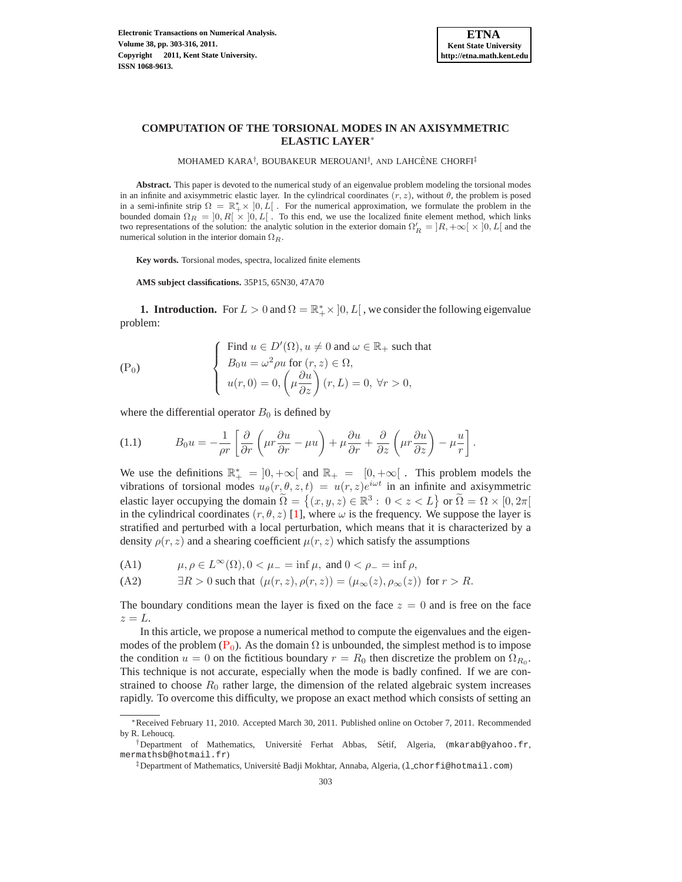# COMPUTATION OF THE TORSIONAL MODES IN AN AXISYMMETRIC ELASTIC LAYER*

MOHAMED KARA†, BOUBAKEUR MEROUANI†, AND LAHCÈNE CHORFI‡

**Abstract.** This paper is devoted to the numerical study of an eigenvalue problem modeling the torsional modes in an infinite and axisymmetric elastic layer. In the cylindrical coordinates $(r, z)$, without $\theta$, the problem is posed in a semi-infinite strip $\Omega = \mathbb{R}_+^* \times ]0, L[$ . For the numerical approximation, we formulate the problem in the bounded domain $\Omega_R = ]0, R[ \times ]0, L[$ . To this end, we use the localized finite element method, which links two representations of the solution: the analytic solution in the exterior domain $\Omega_R' = ]R, +\infty[ \times ]0, L[$ and the numerical solution in the interior domain $\Omega_R$.

**Key words.** Torsional modes, spectra, localized finite elements

**AMS subject classifications.** 35P15, 65N30, 47A70

## 1. Introduction.

For $L > 0$ and $\Omega = \mathbb{R}_+^* \times ]0, L[$ , we consider the following eigenvalue problem:

$$
(\mathrm{P}_0) \qquad \left\{ \begin{array}{l} \text{Find } u \in D'(\Omega), u \neq 0 \text{ and } \omega \in \mathbb{R}_+ \text{ such that} \\ B_0 u = \omega^2 \rho u \text{ for } (r, z) \in \Omega, \\ u(r, 0) = 0, \left( \mu \dfrac{\partial u}{\partial z} \right)(r, L) = 0, \ \forall r > 0, \end{array} \right.
$$

where the differential operator $B_0$ is defined by

$$
(1.1) \qquad B_0 u = -\frac{1}{\rho r} \left[ \frac{\partial}{\partial r} \left( \mu r \frac{\partial u}{\partial r} - \mu u \right) + \mu \frac{\partial u}{\partial r} + \frac{\partial}{\partial z} \left( \mu r \frac{\partial u}{\partial z} \right) - \mu \frac{u}{r} \right].
$$

We use the definitions $\mathbb{R}_+^* = ]0, +\infty[$ and $\mathbb{R}_+ = [0, +\infty[$ . This problem models the vibrations of torsional modes $u_\theta(r, \theta, z, t) = u(r, z) e^{i\omega t}$ in an infinite and axisymmetric elastic layer occupying the domain $\widetilde{\Omega} = \left\{ (x, y, z) \in \mathbb{R}^3 : \ 0 < z < L \right\}$ or $\widetilde{\Omega} = \Omega \times [0, 2\pi[$ in the cylindrical coordinates $(r, \theta, z)$ [1], where $\omega$ is the frequency. We suppose the layer is stratified and perturbed with a local perturbation, which means that it is characterized by a density $\rho(r, z)$ and a shearing coefficient $\mu(r, z)$ which satisfy the assumptions

$$
(\mathrm{A1}) \qquad \mu, \rho \in L^\infty(\Omega), 0 < \mu_- = \inf \mu, \text{ and } 0 < \rho_- = \inf \rho,
$$

$$
(\mathrm{A2}) \qquad \exists R > 0 \text{ such that } (\mu(r, z), \rho(r, z)) = (\mu_\infty(z), \rho_\infty(z)) \text{ for } r > R.
$$

The boundary conditions mean the layer is fixed on the face $z = 0$ and is free on the face $z = L$.

In this article, we propose a numerical method to compute the eigenvalues and the eigenmodes of the problem ($\mathrm{P}_0$). As the domain $\Omega$ is unbounded, the simplest method is to impose the condition $u = 0$ on the fictitious boundary $r = R_0$ then discretize the problem on $\Omega_{R_0}$. This technique is not accurate, especially when the mode is badly confined. If we are constrained to choose $R_0$ rather large, the dimension of the related algebraic system increases rapidly. To overcome this difficulty, we propose an exact method which consists of setting an

---

*Received February 11, 2010. Accepted March 30, 2011. Published online on October 7, 2011. Recommended by R. Lehoucq.

†Department of Mathematics, Université Ferhat Abbas, Sétif, Algeria, (mkarab@yahoo.fr, mermathsb@hotmail.fr)

‡Department of Mathematics, Université Badji Mokhtar, Annaba, Algeria, (l_chorfi@hotmail.com)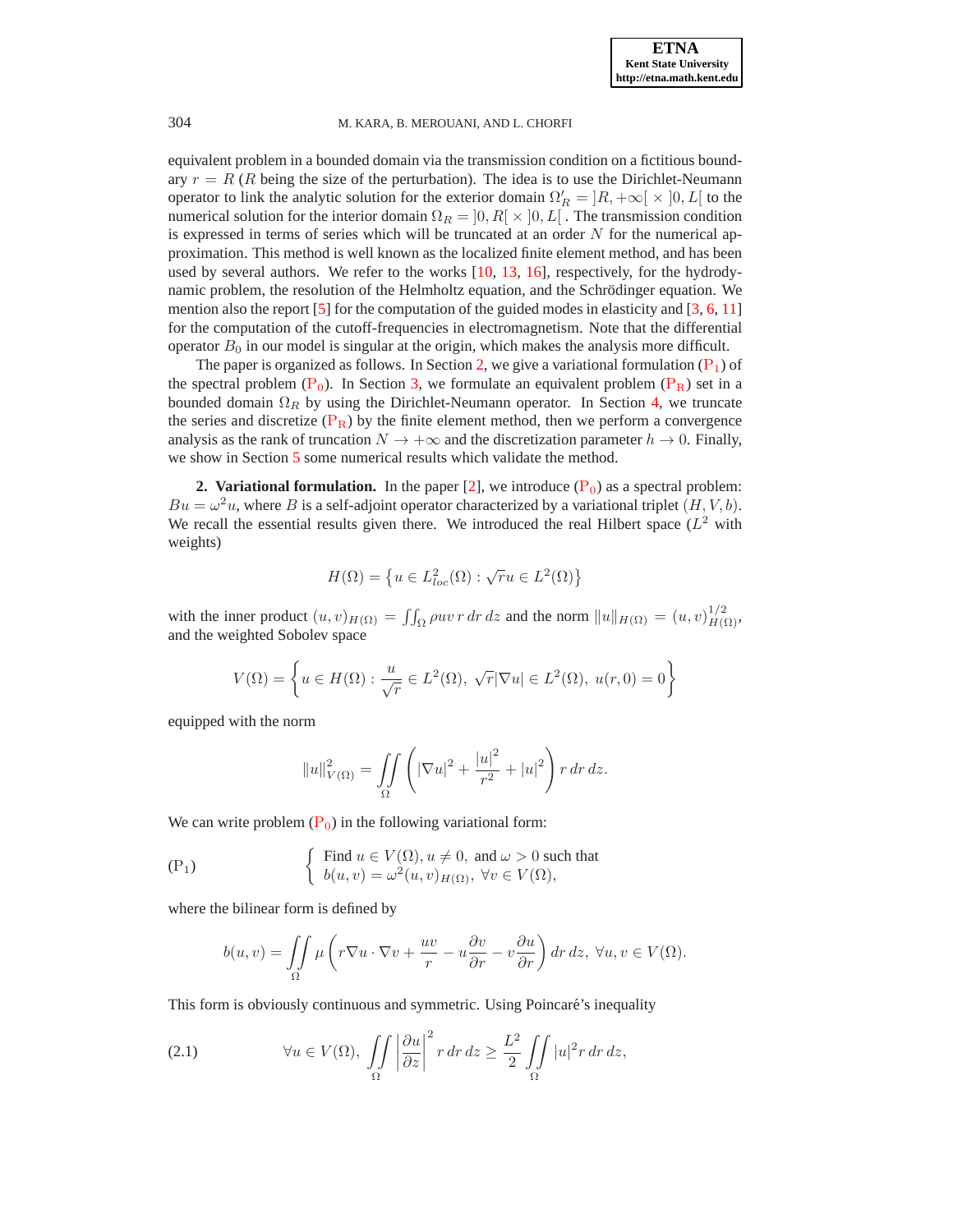equivalent problem in a bounded domain via the transmission condition on a fictitious boundary $r = R$ ($R$ being the size of the perturbation). The idea is to use the Dirichlet-Neumann operator to link the analytic solution for the exterior domain $\Omega'_R = ]R, +\infty[ \times ]0, L[$ to the numerical solution for the interior domain $\Omega_R = ]0, R[ \times ]0, L[$. The transmission condition is expressed in terms of series which will be truncated at an order $N$ for the numerical approximation. This method is well known as the localized finite element method, and has been used by several authors. We refer to the works [10, 13, 16], respectively, for the hydrodynamic problem, the resolution of the Helmholtz equation, and the Schrödinger equation. We mention also the report [5] for the computation of the guided modes in elasticity and [3, 6, 11] for the computation of the cutoff-frequencies in electromagnetism. Note that the differential operator $B_0$ in our model is singular at the origin, which makes the analysis more difficult.

The paper is organized as follows. In Section 2, we give a variational formulation ($\text{P}_1$) of the spectral problem ($\text{P}_0$). In Section 3, we formulate an equivalent problem ($\text{P}_\text{R}$) set in a bounded domain $\Omega_R$ by using the Dirichlet-Neumann operator. In Section 4, we truncate the series and discretize ($\text{P}_\text{R}$) by the finite element method, then we perform a convergence analysis as the rank of truncation $N \to +\infty$ and the discretization parameter $h \to 0$. Finally, we show in Section 5 some numerical results which validate the method.

## 2. Variational formulation.

In the paper [2], we introduce ($\text{P}_0$) as a spectral problem: $Bu = \omega^2 u$, where $B$ is a self-adjoint operator characterized by a variational triplet $(H, V, b)$. We recall the essential results given there. We introduced the real Hilbert space ($L^2$ with weights)

$$H(\Omega) = \left\{ u \in L^2_{loc}(\Omega) : \sqrt{r}u \in L^2(\Omega) \right\}$$

with the inner product $(u, v)_{H(\Omega)} = \iint_\Omega \rho uv \, r \, dr \, dz$ and the norm $\|u\|_{H(\Omega)} = (u, v)^{1/2}_{H(\Omega)}$, and the weighted Sobolev space

$$V(\Omega) = \left\{ u \in H(\Omega) : \frac{u}{\sqrt{r}} \in L^2(\Omega), \ \sqrt{r}|\nabla u| \in L^2(\Omega), \ u(r, 0) = 0 \right\}$$

equipped with the norm

$$\|u\|^2_{V(\Omega)} = \iint_\Omega \left( |\nabla u|^2 + \frac{|u|^2}{r^2} + |u|^2 \right) r \, dr \, dz.$$

We can write problem ($\text{P}_0$) in the following variational form:

$$(\text{P}_1) \qquad \begin{cases} \text{Find } u \in V(\Omega), u \neq 0, \text{ and } \omega > 0 \text{ such that} \\ b(u, v) = \omega^2 (u, v)_{H(\Omega)}, \ \forall v \in V(\Omega), \end{cases}$$

where the bilinear form is defined by

$$b(u, v) = \iint_\Omega \mu \left( r \nabla u \cdot \nabla v + \frac{uv}{r} - u \frac{\partial v}{\partial r} - v \frac{\partial u}{\partial r} \right) dr \, dz, \ \forall u, v \in V(\Omega).$$

This form is obviously continuous and symmetric. Using Poincaré's inequality

$$\forall u \in V(\Omega), \ \iint_\Omega \left| \frac{\partial u}{\partial z} \right|^2 r \, dr \, dz \geq \frac{L^2}{2} \iint_\Omega |u|^2 r \, dr \, dz, \tag{2.1}$$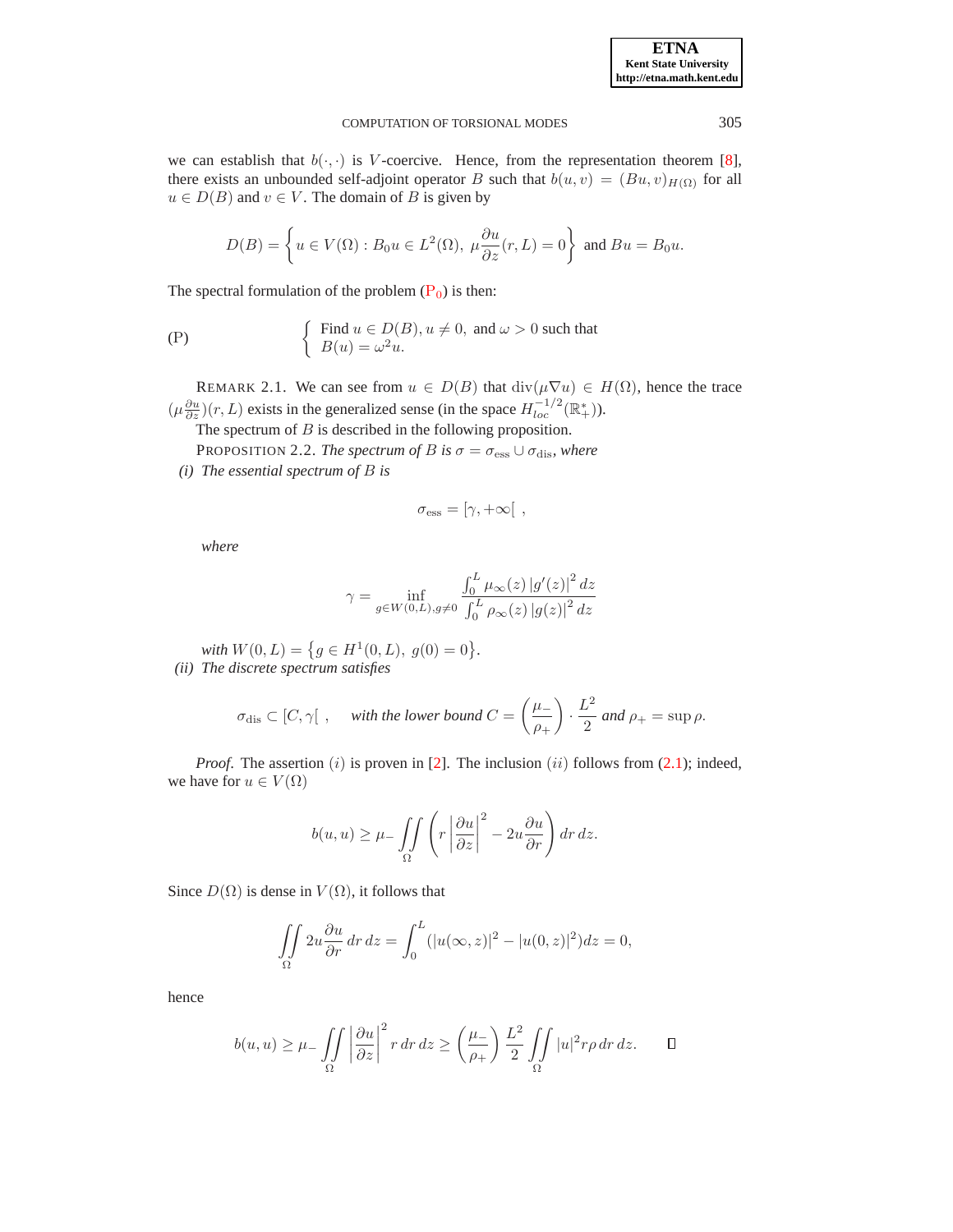we can establish that $b(\cdot,\cdot)$ is $V$-coercive. Hence, from the representation theorem [8], there exists an unbounded self-adjoint operator $B$ such that $b(u,v) = (Bu,v)_{H(\Omega)}$ for all $u \in D(B)$ and $v \in V$. The domain of $B$ is given by

$$D(B) = \left\{ u \in V(\Omega) : B_0 u \in L^2(\Omega),\ \mu \frac{\partial u}{\partial z}(r,L) = 0 \right\} \text{ and } Bu = B_0 u.$$

The spectral formulation of the problem ($\mathrm{P}_0$) is then:

$$\text{(P)} \qquad \left\{ \begin{array}{l} \text{Find } u \in D(B), u \neq 0, \text{ and } \omega > 0 \text{ such that} \\ B(u) = \omega^2 u. \end{array} \right.$$

REMARK 2.1. We can see from $u \in D(B)$ that $\operatorname{div}(\mu \nabla u) \in H(\Omega)$, hence the trace $(\mu \frac{\partial u}{\partial z})(r,L)$ exists in the generalized sense (in the space $H^{-1/2}_{loc}(\mathbb{R}^*_+)$).

The spectrum of $B$ is described in the following proposition.

PROPOSITION 2.2. *The spectrum of $B$ is $\sigma = \sigma_{\text{ess}} \cup \sigma_{\text{dis}}$, where*

*(i) The essential spectrum of $B$ is*

$$\sigma_{\text{ess}} = [\gamma, +\infty[\ ,$$

*where*

$$\gamma = \inf_{g \in W(0,L), g \neq 0} \frac{\int_0^L \mu_\infty(z)\, |g'(z)|^2\, dz}{\int_0^L \rho_\infty(z)\, |g(z)|^2\, dz}$$

*with $W(0,L) = \{ g \in H^1(0,L),\ g(0) = 0 \}$.*

*(ii) The discrete spectrum satisfies*

$$\sigma_{\text{dis}} \subset [C, \gamma[\ , \qquad \text{with the lower bound } C = \left(\frac{\mu_-}{\rho_+}\right) \cdot \frac{L^2}{2} \text{ and } \rho_+ = \sup \rho.$$

*Proof.* The assertion $(i)$ is proven in [2]. The inclusion $(ii)$ follows from (2.1); indeed, we have for $u \in V(\Omega)$

$$b(u,u) \geq \mu_- \iint\limits_{\Omega} \left( r \left| \frac{\partial u}{\partial z} \right|^2 - 2u \frac{\partial u}{\partial r} \right) dr\, dz.$$

Since $D(\Omega)$ is dense in $V(\Omega)$, it follows that

$$\iint\limits_{\Omega} 2u \frac{\partial u}{\partial r}\, dr\, dz = \int_0^L (|u(\infty,z)|^2 - |u(0,z)|^2) dz = 0,$$

hence

$$b(u,u) \geq \mu_- \iint\limits_{\Omega} \left| \frac{\partial u}{\partial z} \right|^2 r\, dr\, dz \geq \left(\frac{\mu_-}{\rho_+}\right) \frac{L^2}{2} \iint\limits_{\Omega} |u|^2 r \rho\, dr\, dz. \qquad \square$$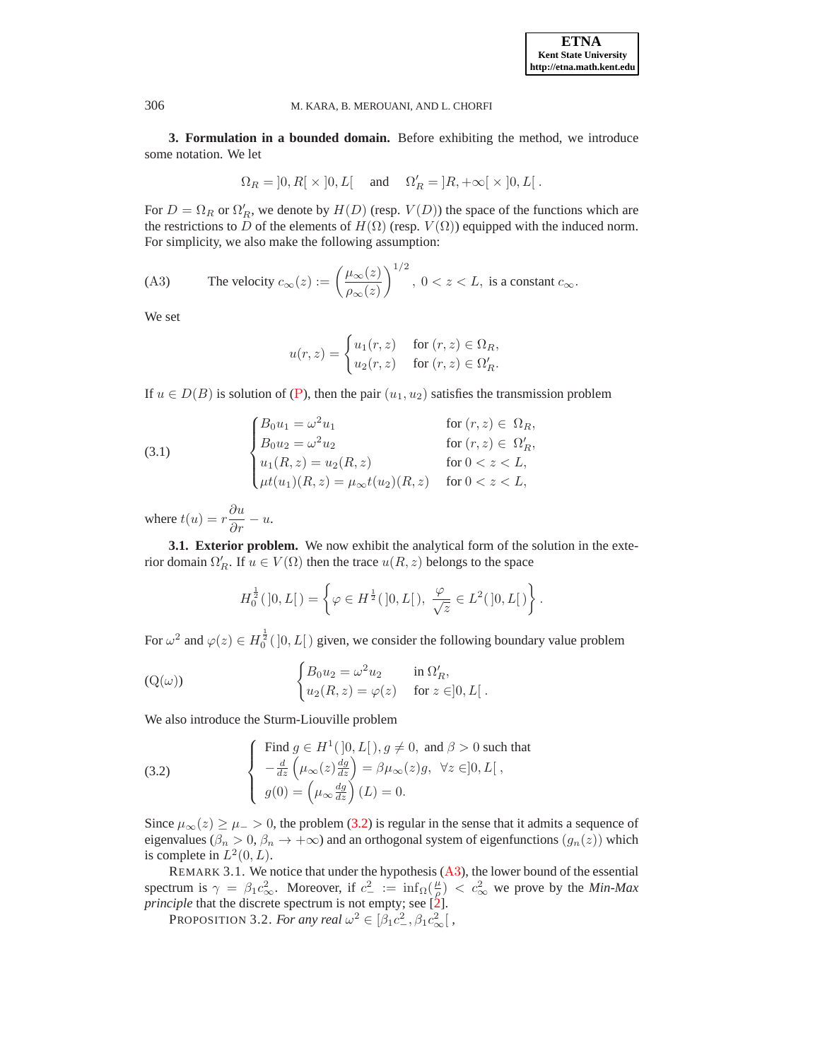**3. Formulation in a bounded domain.** Before exhibiting the method, we introduce some notation. We let

$$\Omega_R = ]0, R[ \times ]0, L[ \quad \text{and} \quad \Omega'_R = ]R, +\infty[ \times ]0, L[\,.$$

For $D = \Omega_R$ or $\Omega'_R$, we denote by $H(D)$ (resp. $V(D)$) the space of the functions which are the restrictions to $D$ of the elements of $H(\Omega)$ (resp. $V(\Omega)$) equipped with the induced norm. For simplicity, we also make the following assumption:

(A3) The velocity $c_\infty(z) := \left(\dfrac{\mu_\infty(z)}{\rho_\infty(z)}\right)^{1/2}$, $0 < z < L$, is a constant $c_\infty$.

We set

$$u(r,z) = \begin{cases} u_1(r,z) & \text{for } (r,z) \in \Omega_R, \\ u_2(r,z) & \text{for } (r,z) \in \Omega'_R. \end{cases}$$

If $u \in D(B)$ is solution of (P), then the pair $(u_1, u_2)$ satisfies the transmission problem

$$\begin{cases} B_0 u_1 = \omega^2 u_1 & \text{for } (r,z) \in \ \Omega_R, \\ B_0 u_2 = \omega^2 u_2 & \text{for } (r,z) \in \ \Omega'_R, \\ u_1(R,z) = u_2(R,z) & \text{for } 0 < z < L, \\ \mu t(u_1)(R,z) = \mu_\infty t(u_2)(R,z) & \text{for } 0 < z < L, \end{cases} \tag{3.1}$$

where $t(u) = r\dfrac{\partial u}{\partial r} - u$.

**3.1. Exterior problem.** We now exhibit the analytical form of the solution in the exterior domain $\Omega'_R$. If $u \in V(\Omega)$ then the trace $u(R,z)$ belongs to the space

$$H_0^{\frac{1}{2}}(\,]0,L[\,) = \left\{ \varphi \in H^{\frac{1}{2}}(\,]0,L[\,),\ \frac{\varphi}{\sqrt{z}} \in L^2(\,]0,L[\,) \right\}.$$

For $\omega^2$ and $\varphi(z) \in H_0^{\frac{1}{2}}(\,]0,L[\,)$ given, we consider the following boundary value problem

$$\begin{cases} B_0 u_2 = \omega^2 u_2 & \text{in } \Omega'_R, \\ u_2(R,z) = \varphi(z) & \text{for } z \in ]0,L[\,. \end{cases} \tag{Q($\omega$)}$$

We also introduce the Sturm-Liouville problem

$$\left\{ \begin{array}{l} \text{Find } g \in H^1(\,]0,L[\,), g \neq 0, \text{ and } \beta > 0 \text{ such that} \\ -\frac{d}{dz}\left(\mu_\infty(z)\frac{dg}{dz}\right) = \beta \mu_\infty(z) g, \ \ \forall z \in ]0,L[\,, \\ g(0) = \left(\mu_\infty \frac{dg}{dz}\right)(L) = 0. \end{array} \right. \tag{3.2}$$

Since $\mu_\infty(z) \geq \mu_- > 0$, the problem (3.2) is regular in the sense that it admits a sequence of eigenvalues ($\beta_n > 0$, $\beta_n \to +\infty$) and an orthogonal system of eigenfunctions $(g_n(z))$ which is complete in $L^2(0,L)$.

REMARK 3.1. We notice that under the hypothesis (A3), the lower bound of the essential spectrum is $\gamma = \beta_1 c_\infty^2$. Moreover, if $c_-^2 := \inf_\Omega(\frac{\mu}{\rho}) < c_\infty^2$ we prove by the *Min-Max principle* that the discrete spectrum is not empty; see [2].

PROPOSITION 3.2. *For any real* $\omega^2 \in [\beta_1 c_-^2, \beta_1 c_\infty^2[\,$,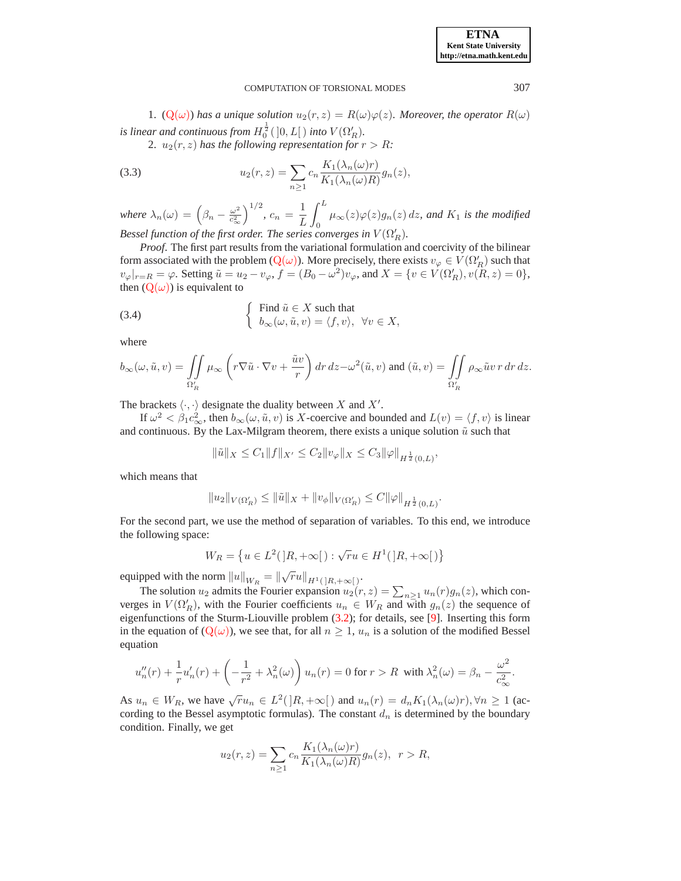1. ($Q(\omega)$) *has a unique solution* $u_2(r,z) = R(\omega)\varphi(z)$. *Moreover, the operator* $R(\omega)$ *is linear and continuous from* $H_0^{\frac{1}{2}}(\,]0,L[\,)$ *into* $V(\Omega'_R)$.

2. $u_2(r,z)$ *has the following representation for* $r > R$:

$$u_2(r,z) = \sum_{n\geq 1} c_n \frac{K_1(\lambda_n(\omega)r)}{K_1(\lambda_n(\omega)R)} g_n(z), \tag{3.3}$$

*where* $\lambda_n(\omega) = \left(\beta_n - \frac{\omega^2}{c_\infty^2}\right)^{1/2}$, $c_n = \dfrac{1}{L}\displaystyle\int_0^L \mu_\infty(z)\varphi(z)g_n(z)\,dz$, *and* $K_1$ *is the modified Bessel function of the first order. The series converges in* $V(\Omega'_R)$.

*Proof.* The first part results from the variational formulation and coercivity of the bilinear form associated with the problem ($Q(\omega)$). More precisely, there exists $v_\varphi \in V(\Omega'_R)$ such that $v_\varphi|_{r=R} = \varphi$. Setting $\tilde{u} = u_2 - v_\varphi$, $f = (B_0 - \omega^2)v_\varphi$, and $X = \{v \in V(\Omega'_R), v(R,z) = 0\}$, then ($Q(\omega)$) is equivalent to

$$\left\{\begin{array}{l}\text{Find } \tilde{u} \in X \text{ such that}\\ b_\infty(\omega,\tilde{u},v) = \langle f, v\rangle, \ \ \forall v \in X,\end{array}\right. \tag{3.4}$$

where

$$b_\infty(\omega,\tilde{u},v) = \iint\limits_{\Omega'_R} \mu_\infty\left(r\nabla\tilde{u}\cdot\nabla v + \frac{\tilde{u}v}{r}\right)dr\,dz - \omega^2(\tilde{u},v) \text{ and } (\tilde{u},v) = \iint\limits_{\Omega'_R} \rho_\infty \tilde{u}v\,r\,dr\,dz.$$

The brackets $\langle\cdot,\cdot\rangle$ designate the duality between $X$ and $X'$.

If $\omega^2 < \beta_1 c_\infty^2$, then $b_\infty(\omega,\tilde{u},v)$ is $X$-coercive and bounded and $L(v) = \langle f, v\rangle$ is linear and continuous. By the Lax-Milgram theorem, there exists a unique solution $\tilde{u}$ such that

$$\|\tilde{u}\|_X \leq C_1\|f\|_{X'} \leq C_2\|v_\varphi\|_X \leq C_3\|\varphi\|_{H^{\frac{1}{2}}(0,L)},$$

which means that

$$\|u_2\|_{V(\Omega'_R)} \leq \|\tilde{u}\|_X + \|v_\phi\|_{V(\Omega'_R)} \leq C\|\varphi\|_{H^{\frac{1}{2}}(0,L)}.$$

For the second part, we use the method of separation of variables. To this end, we introduce the following space:

$$W_R = \left\{u \in L^2(\,]R,+\infty[\,) : \sqrt{r}u \in H^1(\,]R,+\infty[\,)\right\}$$

equipped with the norm $\|u\|_{W_R} = \|\sqrt{r}u\|_{H^1(\,]R,+\infty[\,)}$.

The solution $u_2$ admits the Fourier expansion $u_2(r,z) = \sum_{n\geq 1} u_n(r)g_n(z)$, which converges in $V(\Omega'_R)$, with the Fourier coefficients $u_n \in W_R$ and with $g_n(z)$ the sequence of eigenfunctions of the Sturm-Liouville problem (3.2); for details, see [9]. Inserting this form in the equation of ($Q(\omega)$), we see that, for all $n \geq 1$, $u_n$ is a solution of the modified Bessel equation

$$u_n''(r) + \frac{1}{r}u_n'(r) + \left(-\frac{1}{r^2} + \lambda_n^2(\omega)\right)u_n(r) = 0 \text{ for } r > R \ \text{ with } \lambda_n^2(\omega) = \beta_n - \frac{\omega^2}{c_\infty^2}.$$

As $u_n \in W_R$, we have $\sqrt{r}u_n \in L^2(\,]R,+\infty[\,)$ and $u_n(r) = d_nK_1(\lambda_n(\omega)r), \forall n \geq 1$ (according to the Bessel asymptotic formulas). The constant $d_n$ is determined by the boundary condition. Finally, we get

$$u_2(r,z) = \sum_{n\geq 1} c_n \frac{K_1(\lambda_n(\omega)r)}{K_1(\lambda_n(\omega)R)} g_n(z), \ \ r > R,$$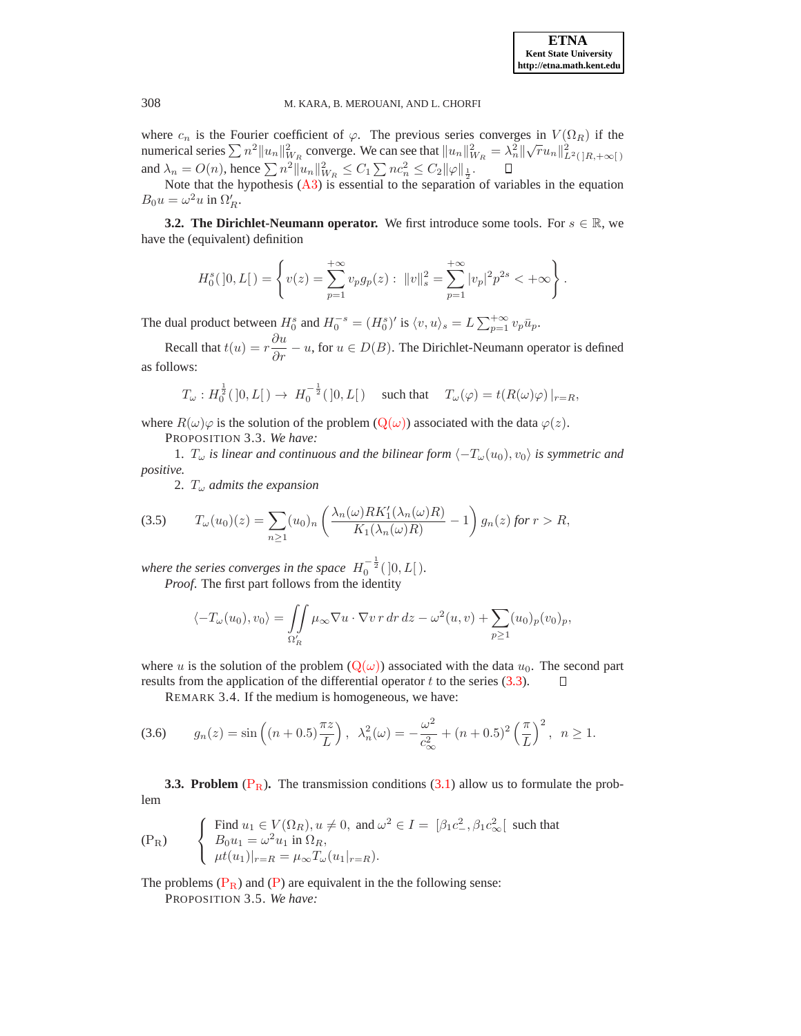where $c_n$ is the Fourier coefficient of $\varphi$. The previous series converges in $V(\Omega_R)$ if the numerical series $\sum n^2 \|u_n\|^2_{W_R}$ converge. We can see that $\|u_n\|^2_{W_R} = \lambda_n^2 \|\sqrt{r} u_n\|^2_{L^2(]R,+\infty[)}$ and $\lambda_n = O(n)$, hence $\sum n^2 \|u_n\|^2_{W_R} \leq C_1 \sum n c_n^2 \leq C_2 \|\varphi\|_{\frac{1}{2}}$. $\square$

Note that the hypothesis (A3) is essential to the separation of variables in the equation $B_0 u = \omega^2 u$ in $\Omega'_R$.

**3.2. The Dirichlet-Neumann operator.** We first introduce some tools. For $s \in \mathbb{R}$, we have the (equivalent) definition

$$H_0^s(]0, L[) = \left\{ v(z) = \sum_{p=1}^{+\infty} v_p g_p(z) : \|v\|_s^2 = \sum_{p=1}^{+\infty} |v_p|^2 p^{2s} < +\infty \right\}.$$

The dual product between $H_0^s$ and $H_0^{-s} = (H_0^s)'$ is $\langle v, u \rangle_s = L \sum_{p=1}^{+\infty} v_p \bar{u}_p$.

Recall that $t(u) = r \dfrac{\partial u}{\partial r} - u$, for $u \in D(B)$. The Dirichlet-Neumann operator is defined as follows:

$$T_\omega : H_0^{\frac{1}{2}}(]0, L[) \to H_0^{-\frac{1}{2}}(]0, L[) \quad \text{such that} \quad T_\omega(\varphi) = t(R(\omega)\varphi)\,|_{r=R},$$

where $R(\omega)\varphi$ is the solution of the problem (Q($\omega$)) associated with the data $\varphi(z)$.

PROPOSITION 3.3. *We have:*

1. $T_\omega$ *is linear and continuous and the bilinear form* $\langle -T_\omega(u_0), v_0 \rangle$ *is symmetric and positive.*
2. $T_\omega$ *admits the expansion*

$$T_\omega(u_0)(z) = \sum_{n \geq 1} (u_0)_n \left( \frac{\lambda_n(\omega) R K_1'(\lambda_n(\omega) R)}{K_1(\lambda_n(\omega) R)} - 1 \right) g_n(z) \text{ for } r > R, \tag{3.5}$$

*where the series converges in the space* $H_0^{-\frac{1}{2}}(]0, L[)$.

*Proof.* The first part follows from the identity

$$\langle -T_\omega(u_0), v_0 \rangle = \iint\limits_{\Omega'_R} \mu_\infty \nabla u \cdot \nabla v \, r \, dr \, dz - \omega^2 (u, v) + \sum_{p \geq 1} (u_0)_p (v_0)_p,$$

where $u$ is the solution of the problem (Q($\omega$)) associated with the data $u_0$. The second part results from the application of the differential operator $t$ to the series (3.3). $\square$

REMARK 3.4. If the medium is homogeneous, we have:

$$g_n(z) = \sin\left( (n + 0.5) \frac{\pi z}{L} \right), \ \ \lambda_n^2(\omega) = -\frac{\omega^2}{c_\infty^2} + (n + 0.5)^2 \left( \frac{\pi}{L} \right)^2, \ \ n \geq 1. \tag{3.6}$$

**3.3. Problem (P$_\text{R}$).** The transmission conditions (3.1) allow us to formulate the problem

$$(\text{P}_\text{R}) \qquad \left\{ \begin{array}{l} \text{Find } u_1 \in V(\Omega_R), u \neq 0, \text{ and } \omega^2 \in I = [\beta_1 c_-^2, \beta_1 c_\infty^2[ \text{ such that} \\ B_0 u_1 = \omega^2 u_1 \text{ in } \Omega_R, \\ \mu t(u_1)|_{r=R} = \mu_\infty T_\omega(u_1|_{r=R}). \end{array} \right.$$

The problems (P$_\text{R}$) and (P) are equivalent in the the following sense:

PROPOSITION 3.5. *We have:*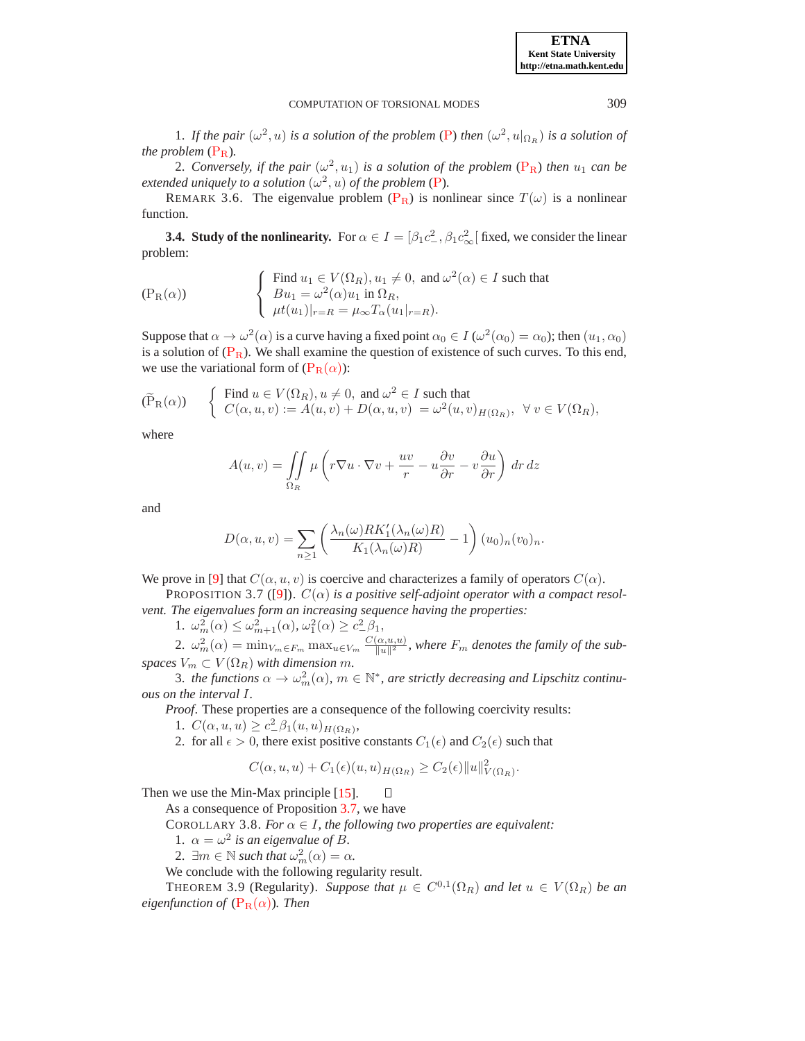1. *If the pair* $(\omega^2, u)$ *is a solution of the problem* (P) *then* $(\omega^2, u|_{\Omega_R})$ *is a solution of the problem* ($\mathrm{P_R}$).

2. *Conversely, if the pair* $(\omega^2, u_1)$ *is a solution of the problem* ($\mathrm{P_R}$) *then* $u_1$ *can be extended uniquely to a solution* $(\omega^2, u)$ *of the problem* (P).

REMARK 3.6. The eigenvalue problem ($\mathrm{P_R}$) is nonlinear since $T(\omega)$ is a nonlinear function.

**3.4. Study of the nonlinearity.** For $\alpha \in I = [\beta_1 c_-^2, \beta_1 c_\infty^2[$ fixed, we consider the linear problem:

$$
(\mathrm{P_R}(\alpha)) \qquad \begin{cases} \text{Find } u_1 \in V(\Omega_R), u_1 \neq 0, \text{ and } \omega^2(\alpha) \in I \text{ such that} \\ Bu_1 = \omega^2(\alpha) u_1 \text{ in } \Omega_R, \\ \mu t(u_1)|_{r=R} = \mu_\infty T_\alpha(u_1|_{r=R}). \end{cases}
$$

Suppose that $\alpha \to \omega^2(\alpha)$ is a curve having a fixed point $\alpha_0 \in I$ ($\omega^2(\alpha_0) = \alpha_0$); then $(u_1, \alpha_0)$ is a solution of ($\mathrm{P_R}$). We shall examine the question of existence of such curves. To this end, we use the variational form of ($\mathrm{P_R}(\alpha)$):

$$
(\widetilde{\mathrm{P}}_\mathrm{R}(\alpha)) \quad \begin{cases} \text{Find } u \in V(\Omega_R), u \neq 0, \text{ and } \omega^2 \in I \text{ such that} \\ C(\alpha, u, v) := A(u, v) + D(\alpha, u, v) \ = \omega^2 (u, v)_{H(\Omega_R)}, \ \ \forall\, v \in V(\Omega_R), \end{cases}
$$

where

$$
A(u, v) = \iint_{\Omega_R} \mu \left( r \nabla u \cdot \nabla v + \frac{uv}{r} - u \frac{\partial v}{\partial r} - v \frac{\partial u}{\partial r} \right) dr\, dz
$$

and

$$
D(\alpha, u, v) = \sum_{n \geq 1} \left( \frac{\lambda_n(\omega) R K_1'(\lambda_n(\omega) R)}{K_1(\lambda_n(\omega) R)} - 1 \right) (u_0)_n (v_0)_n.
$$

We prove in [9] that $C(\alpha, u, v)$ is coercive and characterizes a family of operators $C(\alpha)$.

PROPOSITION 3.7 ([9]). *$C(\alpha)$ is a positive self-adjoint operator with a compact resolvent. The eigenvalues form an increasing sequence having the properties:*

1. $\omega_m^2(\alpha) \leq \omega_{m+1}^2(\alpha)$, $\omega_1^2(\alpha) \geq c_-^2 \beta_1$,
2. $\omega_m^2(\alpha) = \min_{V_m \in F_m} \max_{u \in V_m} \frac{C(\alpha, u, u)}{\|u\|^2}$, *where $F_m$ denotes the family of the subspaces $V_m \subset V(\Omega_R)$ with dimension $m$.*
3. *the functions $\alpha \to \omega_m^2(\alpha)$, $m \in \mathbb{N}^*$, are strictly decreasing and Lipschitz continuous on the interval $I$.*

*Proof.* These properties are a consequence of the following coercivity results:

1. $C(\alpha, u, u) \geq c_-^2 \beta_1 (u, u)_{H(\Omega_R)}$,
2. for all $\epsilon > 0$, there exist positive constants $C_1(\epsilon)$ and $C_2(\epsilon)$ such that

$$
C(\alpha, u, u) + C_1(\epsilon)(u, u)_{H(\Omega_R)} \geq C_2(\epsilon) \|u\|_{V(\Omega_R)}^2.
$$

Then we use the Min-Max principle [15]. □

As a consequence of Proposition 3.7, we have

COROLLARY 3.8. *For $\alpha \in I$, the following two properties are equivalent:*

1. $\alpha = \omega^2$ *is an eigenvalue of* $B$.
2. $\exists m \in \mathbb{N}$ *such that* $\omega_m^2(\alpha) = \alpha$.

We conclude with the following regularity result.

THEOREM 3.9 (Regularity). *Suppose that $\mu \in C^{0,1}(\Omega_R)$ and let $u \in V(\Omega_R)$ be an eigenfunction of* ($\mathrm{P_R}(\alpha)$)*. Then*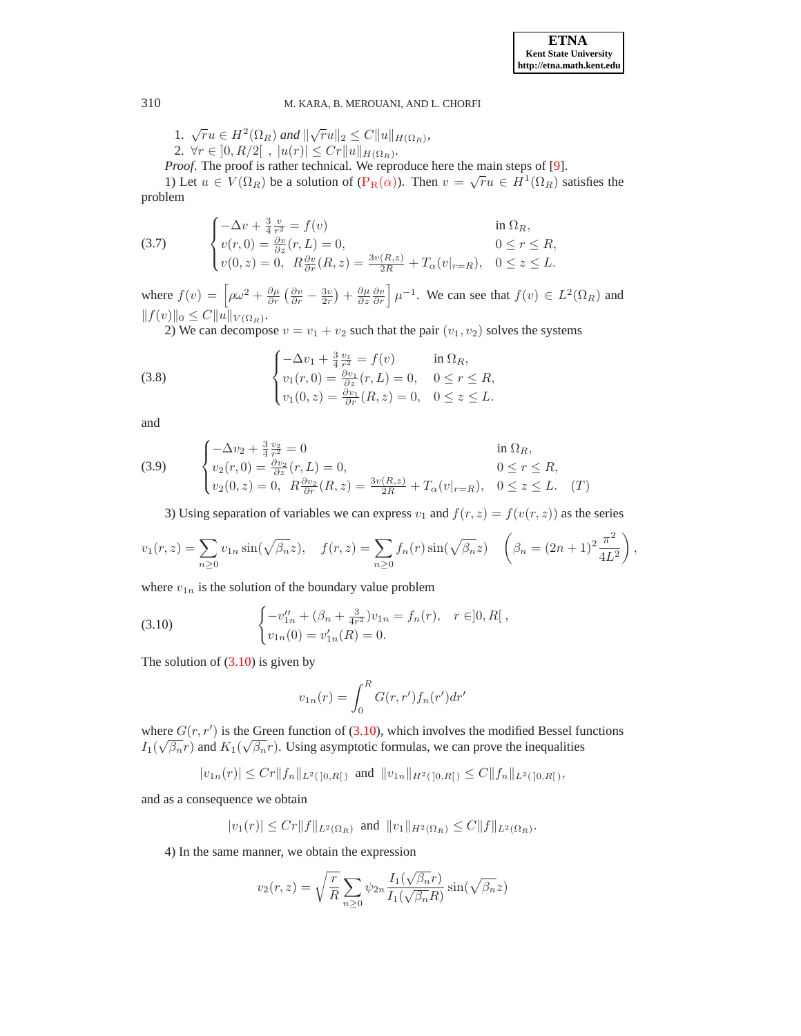1. $\sqrt{r}u \in H^2(\Omega_R)$ *and* $\|\sqrt{r}u\|_2 \leq C\|u\|_{H(\Omega_R)}$,
2. $\forall r \in ]0, R/2[\ ,\ |u(r)| \leq Cr\|u\|_{H(\Omega_R)}$.

*Proof.* The proof is rather technical. We reproduce here the main steps of [9].

1) Let $u \in V(\Omega_R)$ be a solution of ($\mathrm{P_R}(\alpha)$). Then $v = \sqrt{r}u \in H^1(\Omega_R)$ satisfies the problem

$$
(3.7) \qquad \begin{cases} -\Delta v + \frac{3}{4}\frac{v}{r^2} = f(v) & \text{in } \Omega_R, \\ v(r,0) = \frac{\partial v}{\partial z}(r,L) = 0, & 0 \leq r \leq R, \\ v(0,z) = 0,\ \ R\frac{\partial v}{\partial r}(R,z) = \frac{3v(R,z)}{2R} + T_\alpha(v|_{r=R}), & 0 \leq z \leq L. \end{cases}
$$

where $f(v) = \left[\rho\omega^2 + \frac{\partial \mu}{\partial r}\left(\frac{\partial v}{\partial r} - \frac{3v}{2r}\right) + \frac{\partial \mu}{\partial z}\frac{\partial v}{\partial r}\right]\mu^{-1}$. We can see that $f(v) \in L^2(\Omega_R)$ and $\|f(v)\|_0 \leq C\|u\|_{V(\Omega_R)}$.

2) We can decompose $v = v_1 + v_2$ such that the pair $(v_1, v_2)$ solves the systems

$$
(3.8) \qquad \begin{cases} -\Delta v_1 + \frac{3}{4}\frac{v_1}{r^2} = f(v) & \text{in } \Omega_R, \\ v_1(r,0) = \frac{\partial v_1}{\partial z}(r,L) = 0, & 0 \leq r \leq R, \\ v_1(0,z) = \frac{\partial v_1}{\partial r}(R,z) = 0, & 0 \leq z \leq L. \end{cases}
$$

and

$$
(3.9) \qquad \begin{cases} -\Delta v_2 + \frac{3}{4}\frac{v_2}{r^2} = 0 & \text{in } \Omega_R, \\ v_2(r,0) = \frac{\partial v_2}{\partial z}(r,L) = 0, & 0 \leq r \leq R, \\ v_2(0,z) = 0,\ \ R\frac{\partial v_2}{\partial r}(R,z) = \frac{3v(R,z)}{2R} + T_\alpha(v|_{r=R}), & 0 \leq z \leq L. \quad (T) \end{cases}
$$

3) Using separation of variables we can express $v_1$ and $f(r,z) = f(v(r,z))$ as the series

$$
v_1(r,z) = \sum_{n\geq 0} v_{1n}\sin(\sqrt{\beta_n}z), \quad f(r,z) = \sum_{n \geq 0} f_n(r)\sin(\sqrt{\beta_n}z) \quad \left(\beta_n = (2n+1)^2\frac{\pi^2}{4L^2}\right),
$$

where $v_{1n}$ is the solution of the boundary value problem

$$
(3.10) \qquad \begin{cases} -v_{1n}'' + (\beta_n + \frac{3}{4r^2})v_{1n} = f_n(r), & r \in ]0,R[\ , \\ v_{1n}(0) = v_{1n}'(R) = 0. \end{cases}
$$

The solution of (3.10) is given by

$$
v_{1n}(r) = \int_0^R G(r,r')f_n(r')dr'
$$

where $G(r,r')$ is the Green function of (3.10), which involves the modified Bessel functions $I_1(\sqrt{\beta_n}r)$ and $K_1(\sqrt{\beta_n}r)$. Using asymptotic formulas, we can prove the inequalities

$$
|v_{1n}(r)| \leq Cr\|f_n\|_{L^2(]0,R[)} \ \text{ and } \ \|v_{1n}\|_{H^2(]0,R[)} \leq C\|f_n\|_{L^2(]0,R[)},
$$

and as a consequence we obtain

$$
|v_1(r)| \leq Cr\|f\|_{L^2(\Omega_R)} \ \text{ and } \ \|v_1\|_{H^2(\Omega_R)} \leq C\|f\|_{L^2(\Omega_R)}.
$$

4) In the same manner, we obtain the expression

$$
v_2(r,z) = \sqrt{\frac{r}{R}}\sum_{n\geq 0}\psi_{2n}\frac{I_1(\sqrt{\beta_n}r)}{I_1(\sqrt{\beta_n}R)}\sin(\sqrt{\beta_n}z)
$$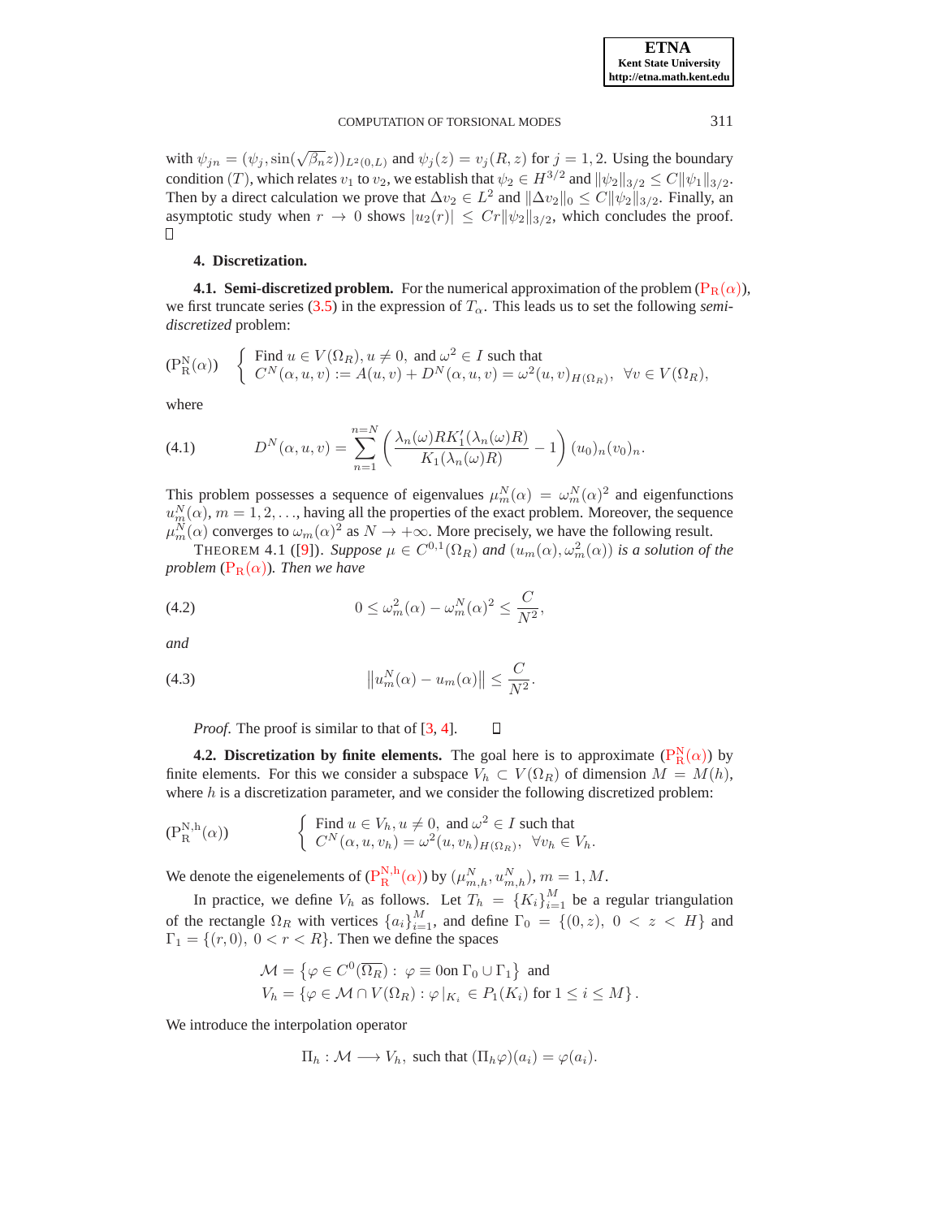with $\psi_{jn} = (\psi_j, \sin(\sqrt{\beta_n}z))_{L^2(0,L)}$ and $\psi_j(z) = v_j(R, z)$ for $j = 1, 2$. Using the boundary condition $(T)$, which relates $v_1$ to $v_2$, we establish that $\psi_2 \in H^{3/2}$ and $\|\psi_2\|_{3/2} \le C\|\psi_1\|_{3/2}$. Then by a direct calculation we prove that $\Delta v_2 \in L^2$ and $\|\Delta v_2\|_0 \le C\|\psi_2\|_{3/2}$. Finally, an asymptotic study when $r \to 0$ shows $|u_2(r)| \le Cr\|\psi_2\|_{3/2}$, which concludes the proof. □

## 4. Discretization.

**4.1. Semi-discretized problem.** For the numerical approximation of the problem ($\mathrm{P_R}(\alpha)$), we first truncate series (3.5) in the expression of $T_\alpha$. This leads us to set the following *semi-discretized* problem:

$$
(\mathrm{P_R^N}(\alpha)) \quad \left\{ \begin{array}{l} \text{Find } u \in V(\Omega_R), u \neq 0, \text{ and } \omega^2 \in I \text{ such that} \\ C^N(\alpha, u, v) := A(u, v) + D^N(\alpha, u, v) = \omega^2 (u, v)_{H(\Omega_R)}, \quad \forall v \in V(\Omega_R), \end{array} \right.
$$

where

$$
D^N(\alpha, u, v) = \sum_{n=1}^{n=N} \left( \frac{\lambda_n(\omega) R K_1'(\lambda_n(\omega)R)}{K_1(\lambda_n(\omega)R)} - 1 \right) (u_0)_n (v_0)_n. \tag{4.1}
$$

This problem possesses a sequence of eigenvalues $\mu_m^N(\alpha) = \omega_m^N(\alpha)^2$ and eigenfunctions $u_m^N(\alpha)$, $m = 1, 2, \ldots$, having all the properties of the exact problem. Moreover, the sequence $\mu_m^N(\alpha)$ converges to $\omega_m(\alpha)^2$ as $N \to +\infty$. More precisely, we have the following result.

THEOREM 4.1 ([9]). *Suppose $\mu \in C^{0,1}(\Omega_R)$ and $(u_m(\alpha), \omega_m^2(\alpha))$ is a solution of the problem ($\mathrm{P_R}(\alpha)$). Then we have*

$$
0 \le \omega_m^2(\alpha) - \omega_m^N(\alpha)^2 \le \frac{C}{N^2}, \tag{4.2}
$$

*and*

$$
\left\| u_m^N(\alpha) - u_m(\alpha) \right\| \le \frac{C}{N^2}. \tag{4.3}
$$

*Proof.* The proof is similar to that of [3, 4]. □

**4.2. Discretization by finite elements.** The goal here is to approximate ($\mathrm{P_R^N}(\alpha)$) by finite elements. For this we consider a subspace $V_h \subset V(\Omega_R)$ of dimension $M = M(h)$, where $h$ is a discretization parameter, and we consider the following discretized problem:

$$
(\mathrm{P_R^{N,h}}(\alpha)) \qquad \left\{ \begin{array}{l} \text{Find } u \in V_h, u \neq 0, \text{ and } \omega^2 \in I \text{ such that} \\ C^N(\alpha, u, v_h) = \omega^2 (u, v_h)_{H(\Omega_R)}, \quad \forall v_h \in V_h. \end{array} \right.
$$

We denote the eigenelements of ($\mathrm{P_R^{N,h}}(\alpha)$) by $(\mu_{m,h}^N, u_{m,h}^N)$, $m = 1, M$.

In practice, we define $V_h$ as follows. Let $T_h = \{K_i\}_{i=1}^M$ be a regular triangulation of the rectangle $\Omega_R$ with vertices $\{a_i\}_{i=1}^M$, and define $\Gamma_0 = \{(0, z),\ 0 < z < H\}$ and $\Gamma_1 = \{(r, 0),\ 0 < r < R\}$. Then we define the spaces

$$
\begin{aligned}
\mathcal{M} &= \left\{ \varphi \in C^0(\overline{\Omega_R}) : \ \varphi \equiv 0 \text{on } \Gamma_0 \cup \Gamma_1 \right\} \ \text{ and} \\
V_h &= \left\{ \varphi \in \mathcal{M} \cap V(\Omega_R) : \varphi|_{K_i} \in P_1(K_i) \text{ for } 1 \le i \le M \right\}.
\end{aligned}
$$

We introduce the interpolation operator

$$
\Pi_h : \mathcal{M} \longrightarrow V_h, \ \text{ such that } (\Pi_h \varphi)(a_i) = \varphi(a_i).
$$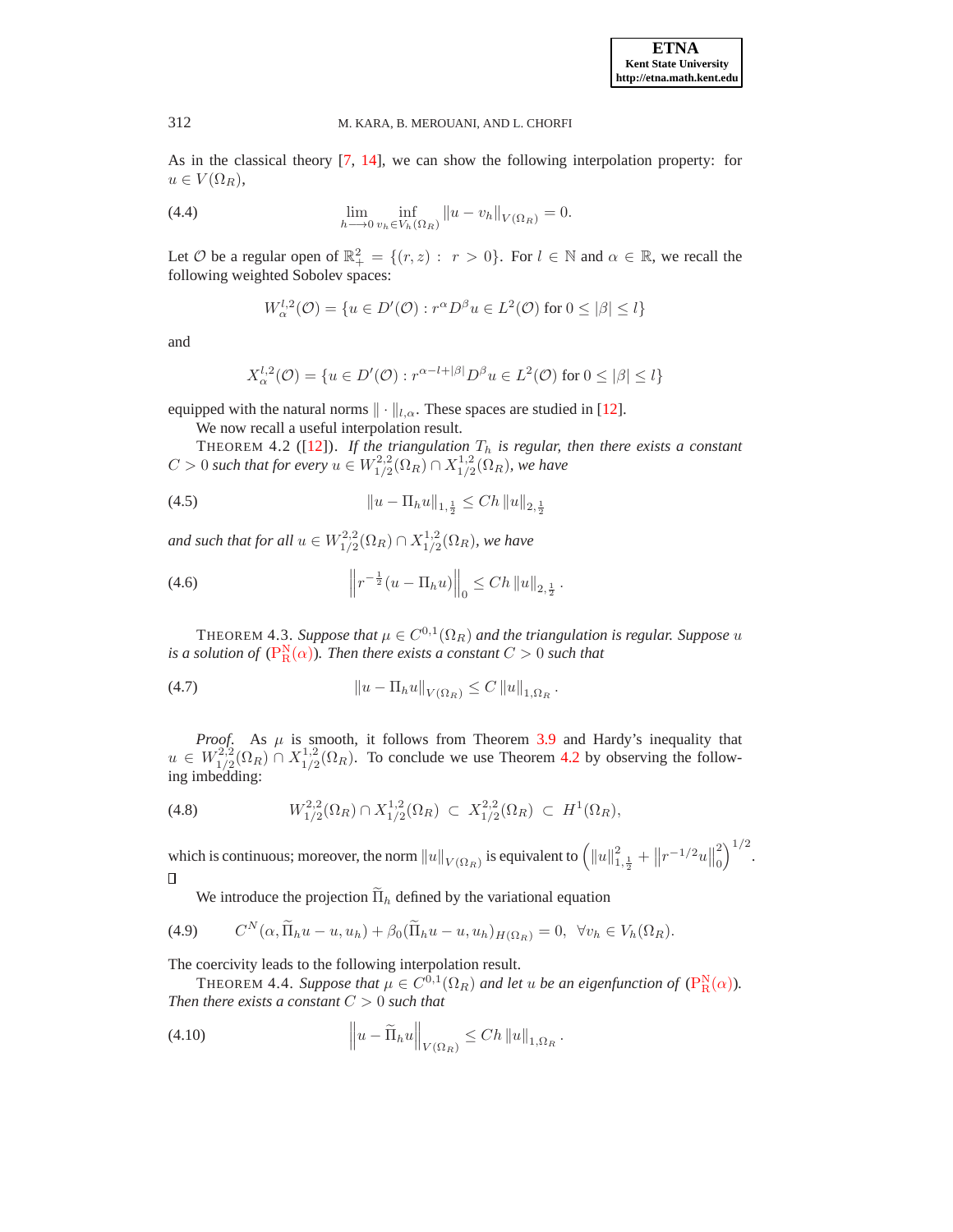As in the classical theory [7, 14], we can show the following interpolation property: for $u \in V(\Omega_R)$,

$$\lim_{h \longrightarrow 0} \inf_{v_h \in V_h(\Omega_R)} \|u - v_h\|_{V(\Omega_R)} = 0. \tag{4.4}$$

Let $\mathcal{O}$ be a regular open of $\mathbb{R}^2_+ = \{(r,z) : \ r > 0\}$. For $l \in \mathbb{N}$ and $\alpha \in \mathbb{R}$, we recall the following weighted Sobolev spaces:

$$W^{l,2}_{\alpha}(\mathcal{O}) = \{u \in D'(\mathcal{O}) : r^{\alpha} D^{\beta} u \in L^2(\mathcal{O}) \text{ for } 0 \leq |\beta| \leq l\}$$

and

$$X^{l,2}_{\alpha}(\mathcal{O}) = \{u \in D'(\mathcal{O}) : r^{\alpha - l + |\beta|} D^{\beta} u \in L^2(\mathcal{O}) \text{ for } 0 \leq |\beta| \leq l\}$$

equipped with the natural norms $\|\cdot\|_{l,\alpha}$. These spaces are studied in [12].

We now recall a useful interpolation result.

THEOREM 4.2 ([12]). *If the triangulation $T_h$ is regular, then there exists a constant $C > 0$ such that for every $u \in W^{2,2}_{1/2}(\Omega_R) \cap X^{1,2}_{1/2}(\Omega_R)$, we have*

$$\|u - \Pi_h u\|_{1,\frac{1}{2}} \leq Ch \|u\|_{2,\frac{1}{2}} \tag{4.5}$$

*and such that for all $u \in W^{2,2}_{1/2}(\Omega_R) \cap X^{1,2}_{1/2}(\Omega_R)$, we have*

$$\left\| r^{-\frac{1}{2}}(u - \Pi_h u) \right\|_0 \leq Ch \|u\|_{2,\frac{1}{2}}. \tag{4.6}$$

THEOREM 4.3. *Suppose that $\mu \in C^{0,1}(\Omega_R)$ and the triangulation is regular. Suppose $u$ is a solution of ($\mathrm{P}^{\mathrm{N}}_{\mathrm{R}}(\alpha)$). Then there exists a constant $C > 0$ such that*

$$\|u - \Pi_h u\|_{V(\Omega_R)} \leq C \|u\|_{1,\Omega_R}. \tag{4.7}$$

*Proof*. As $\mu$ is smooth, it follows from Theorem 3.9 and Hardy's inequality that $u \in W^{2,2}_{1/2}(\Omega_R) \cap X^{1,2}_{1/2}(\Omega_R)$. To conclude we use Theorem 4.2 by observing the following imbedding:

$$W^{2,2}_{1/2}(\Omega_R) \cap X^{1,2}_{1/2}(\Omega_R) \ \subset \ X^{2,2}_{1/2}(\Omega_R) \ \subset \ H^1(\Omega_R), \tag{4.8}$$

which is continuous; moreover, the norm $\|u\|_{V(\Omega_R)}$ is equivalent to $\left(\|u\|^2_{1,\frac{1}{2}} + \left\|r^{-1/2}u\right\|^2_0\right)^{1/2}$. ∎

We introduce the projection $\widetilde{\Pi}_h$ defined by the variational equation

$$C^N(\alpha, \widetilde{\Pi}_h u - u, u_h) + \beta_0(\widetilde{\Pi}_h u - u, u_h)_{H(\Omega_R)} = 0, \ \ \forall v_h \in V_h(\Omega_R). \tag{4.9}$$

The coercivity leads to the following interpolation result.

THEOREM 4.4. *Suppose that $\mu \in C^{0,1}(\Omega_R)$ and let $u$ be an eigenfunction of ($\mathrm{P}^{\mathrm{N}}_{\mathrm{R}}(\alpha)$). Then there exists a constant $C > 0$ such that*

$$\left\| u - \widetilde{\Pi}_h u \right\|_{V(\Omega_R)} \leq Ch \|u\|_{1,\Omega_R}. \tag{4.10}$$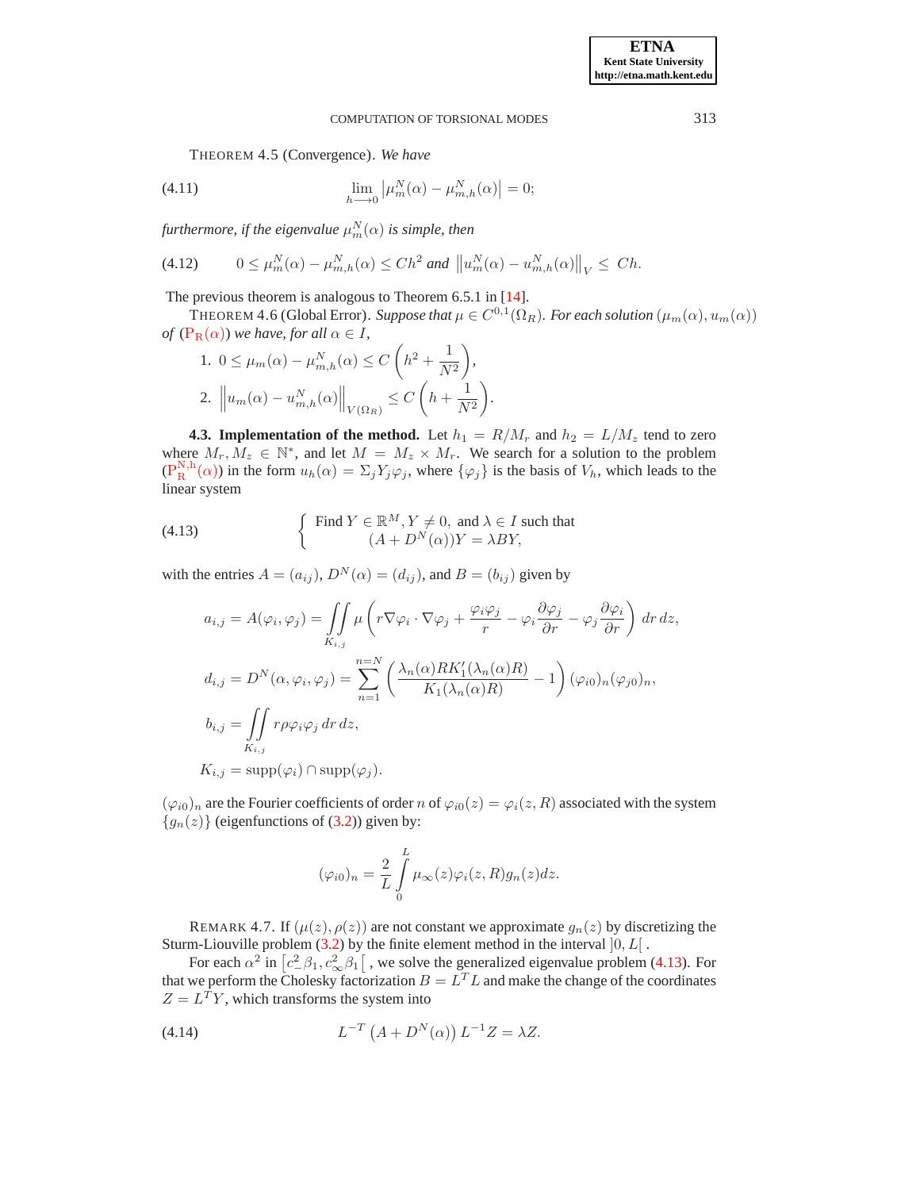THEOREM 4.5 (Convergence). *We have*

$$\lim_{h\longrightarrow 0}\left|\mu_m^N(\alpha)-\mu_{m,h}^N(\alpha)\right|=0; \tag{4.11}$$

*furthermore, if the eigenvalue* $\mu_m^N(\alpha)$ *is simple, then*

$$0\leq \mu_m^N(\alpha)-\mu_{m,h}^N(\alpha)\leq Ch^2 \text{ and } \left\|u_m^N(\alpha)-u_{m,h}^N(\alpha)\right\|_V\leq Ch. \tag{4.12}$$

The previous theorem is analogous to Theorem 6.5.1 in [14].

THEOREM 4.6 (Global Error). *Suppose that* $\mu\in C^{0,1}(\Omega_R)$. *For each solution* $(\mu_m(\alpha),u_m(\alpha))$ *of* ($\mathrm{P_R}(\alpha)$) *we have, for all* $\alpha\in I$,

1. $0\leq \mu_m(\alpha)-\mu_{m,h}^N(\alpha)\leq C\left(h^2+\dfrac{1}{N^2}\right)$,
2. $\left\|u_m(\alpha)-u_{m,h}^N(\alpha)\right\|_{V(\Omega_R)}\leq C\left(h+\dfrac{1}{N^2}\right)$.

**4.3. Implementation of the method.** Let $h_1=R/M_r$ and $h_2=L/M_z$ tend to zero where $M_r,M_z\in\mathbb{N}^*$, and let $M=M_z\times M_r$. We search for a solution to the problem ($\mathrm{P_R^{N,h}}(\alpha)$) in the form $u_h(\alpha)=\Sigma_j Y_j\varphi_j$, where $\{\varphi_j\}$ is the basis of $V_h$, which leads to the linear system

$$\left\{\begin{array}{c}\text{Find } Y\in\mathbb{R}^M, Y\neq 0, \text{ and } \lambda\in I \text{ such that}\\ (A+D^N(\alpha))Y=\lambda BY,\end{array}\right. \tag{4.13}$$

with the entries $A=(a_{ij})$, $D^N(\alpha)=(d_{ij})$, and $B=(b_{ij})$ given by

$$a_{i,j}=A(\varphi_i,\varphi_j)=\iint\limits_{K_{i,j}}\mu\left(r\nabla\varphi_i\cdot\nabla\varphi_j+\frac{\varphi_i\varphi_j}{r}-\varphi_i\frac{\partial\varphi_j}{\partial r}-\varphi_j\frac{\partial\varphi_i}{\partial r}\right)dr\,dz,$$

$$d_{i,j}=D^N(\alpha,\varphi_i,\varphi_j)=\sum_{n=1}^{n=N}\left(\frac{\lambda_n(\alpha)RK_1'(\lambda_n(\alpha)R)}{K_1(\lambda_n(\alpha)R)}-1\right)(\varphi_{i0})_n(\varphi_{j0})_n,$$

$$b_{i,j}=\iint\limits_{K_{i,j}}r\rho\varphi_i\varphi_j\,dr\,dz,$$

$$K_{i,j}=\mathrm{supp}(\varphi_i)\cap\mathrm{supp}(\varphi_j).$$

$(\varphi_{i0})_n$ are the Fourier coefficients of order $n$ of $\varphi_{i0}(z)=\varphi_i(z,R)$ associated with the system $\{g_n(z)\}$ (eigenfunctions of (3.2)) given by:

$$(\varphi_{i0})_n=\frac{2}{L}\int_0^L\mu_\infty(z)\varphi_i(z,R)g_n(z)dz.$$

REMARK 4.7. If $(\mu(z),\rho(z))$ are not constant we approximate $g_n(z)$ by discretizing the Sturm-Liouville problem (3.2) by the finite element method in the interval $]0,L[$ .

For each $\alpha^2$ in $\left[c_-^2\beta_1,c_\infty^2\beta_1\right[$ , we solve the generalized eigenvalue problem (4.13). For that we perform the Cholesky factorization $B=L^TL$ and make the change of the coordinates $Z=L^TY$, which transforms the system into

$$L^{-T}\left(A+D^N(\alpha)\right)L^{-1}Z=\lambda Z. \tag{4.14}$$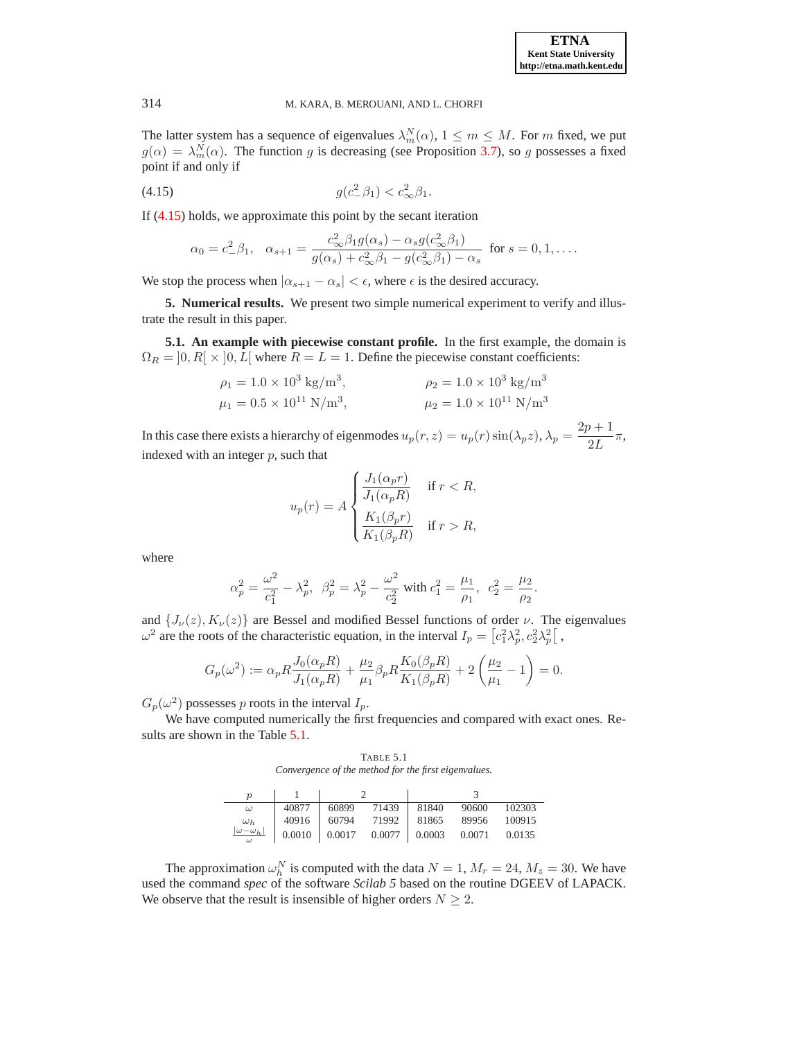The latter system has a sequence of eigenvalues $\lambda_m^N(\alpha)$, $1 \leq m \leq M$. For $m$ fixed, we put $g(\alpha) = \lambda_m^N(\alpha)$. The function $g$ is decreasing (see Proposition 3.7), so $g$ possesses a fixed point if and only if

$$g(c_-^2 \beta_1) < c_\infty^2 \beta_1. \tag{4.15}$$

If (4.15) holds, we approximate this point by the secant iteration

$$\alpha_0 = c_-^2 \beta_1, \quad \alpha_{s+1} = \frac{c_\infty^2 \beta_1 g(\alpha_s) - \alpha_s g(c_\infty^2 \beta_1)}{g(\alpha_s) + c_\infty^2 \beta_1 - g(c_\infty^2 \beta_1) - \alpha_s} \text{ for } s = 0, 1, \ldots.$$

We stop the process when $|\alpha_{s+1} - \alpha_s| < \epsilon$, where $\epsilon$ is the desired accuracy.

## 5. Numerical results.

We present two simple numerical experiment to verify and illustrate the result in this paper.

### 5.1. An example with piecewise constant profile.

In the first example, the domain is $\Omega_R = ]0, R[ \times ]0, L[$ where $R = L = 1$. Define the piecewise constant coefficients:

$$\rho_1 = 1.0 \times 10^3 \text{ kg/m}^3, \qquad \rho_2 = 1.0 \times 10^3 \text{ kg/m}^3$$
$$\mu_1 = 0.5 \times 10^{11} \text{ N/m}^3, \qquad \mu_2 = 1.0 \times 10^{11} \text{ N/m}^3$$

In this case there exists a hierarchy of eigenmodes $u_p(r, z) = u_p(r) \sin(\lambda_p z)$, $\lambda_p = \dfrac{2p+1}{2L}\pi$, indexed with an integer $p$, such that

$$u_p(r) = A \begin{cases} \dfrac{J_1(\alpha_p r)}{J_1(\alpha_p R)} & \text{if } r < R, \\[2ex] \dfrac{K_1(\beta_p r)}{K_1(\beta_p R)} & \text{if } r > R, \end{cases}$$

where

$$\alpha_p^2 = \frac{\omega^2}{c_1^2} - \lambda_p^2, \;\; \beta_p^2 = \lambda_p^2 - \frac{\omega^2}{c_2^2} \text{ with } c_1^2 = \frac{\mu_1}{\rho_1}, \;\; c_2^2 = \frac{\mu_2}{\rho_2}.$$

and $\{J_\nu(z), K_\nu(z)\}$ are Bessel and modified Bessel functions of order $\nu$. The eigenvalues $\omega^2$ are the roots of the characteristic equation, in the interval $I_p = \left[c_1^2 \lambda_p^2, c_2^2 \lambda_p^2\right[$,

$$G_p(\omega^2) := \alpha_p R \frac{J_0(\alpha_p R)}{J_1(\alpha_p R)} + \frac{\mu_2}{\mu_1} \beta_p R \frac{K_0(\beta_p R)}{K_1(\beta_p R)} + 2\left(\frac{\mu_2}{\mu_1} - 1\right) = 0.$$

$G_p(\omega^2)$ possesses $p$ roots in the interval $I_p$.

We have computed numerically the first frequencies and compared with exact ones. Results are shown in the Table 5.1.

TABLE 5.1
*Convergence of the method for the first eigenvalues.*

| $p$ | 1 | 2 | | 3 | | |
|---|---|---|---|---|---|---|
| $\omega$ | 40877 | 60899 | 71439 | 81840 | 90600 | 102303 |
| $\omega_h$ | 40916 | 60794 | 71992 | 81865 | 89956 | 100915 |
| $\frac{\lvert\omega - \omega_h\rvert}{\omega}$ | 0.0010 | 0.0017 | 0.0077 | 0.0003 | 0.0071 | 0.0135 |

The approximation $\omega_h^N$ is computed with the data $N = 1$, $M_r = 24$, $M_z = 30$. We have used the command *spec* of the software *Scilab 5* based on the routine DGEEV of LAPACK. We observe that the result is insensible of higher orders $N \geq 2$.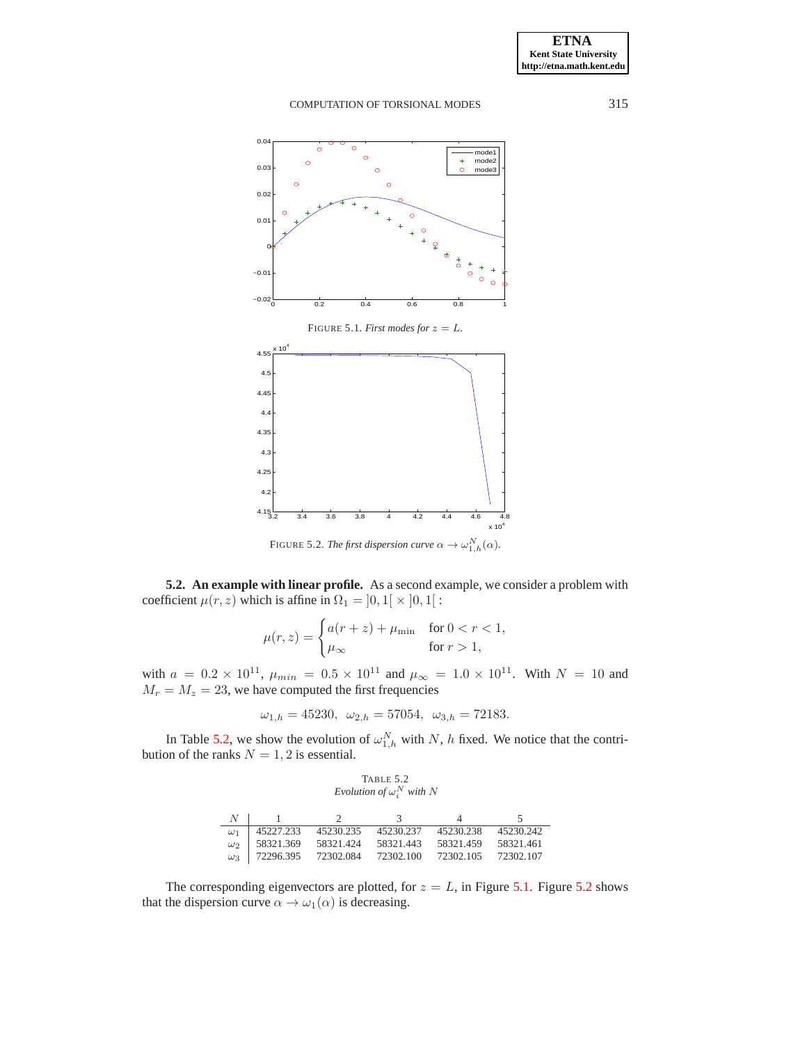FIGURE 5.1. *First modes for $z = L$.*

FIGURE 5.2. *The first dispersion curve $\alpha \to \omega_{1,h}^N(\alpha)$.*

**5.2. An example with linear profile.** As a second example, we consider a problem with coefficient $\mu(r, z)$ which is affine in $\Omega_1 = ]0, 1[ \times ]0, 1[$ :

$$\mu(r, z) = \begin{cases} a(r + z) + \mu_{\min} & \text{for } 0 < r < 1, \\ \mu_\infty & \text{for } r > 1, \end{cases}$$

with $a = 0.2 \times 10^{11}$, $\mu_{min} = 0.5 \times 10^{11}$ and $\mu_\infty = 1.0 \times 10^{11}$. With $N = 10$ and $M_r = M_z = 23$, we have computed the first frequencies

$$\omega_{1,h} = 45230, \ \ \omega_{2,h} = 57054, \ \ \omega_{3,h} = 72183.$$

In Table 5.2, we show the evolution of $\omega_{1,h}^N$ with $N$, $h$ fixed. We notice that the contribution of the ranks $N = 1, 2$ is essential.

TABLE 5.2
*Evolution of $\omega_i^N$ with $N$*

| $N$ | 1 | 2 | 3 | 4 | 5 |
|---|---|---|---|---|---|
| $\omega_1$ | 45227.233 | 45230.235 | 45230.237 | 45230.238 | 45230.242 |
| $\omega_2$ | 58321.369 | 58321.424 | 58321.443 | 58321.459 | 58321.461 |
| $\omega_3$ | 72296.395 | 72302.084 | 72302.100 | 72302.105 | 72302.107 |

The corresponding eigenvectors are plotted, for $z = L$, in Figure 5.1. Figure 5.2 shows that the dispersion curve $\alpha \to \omega_1(\alpha)$ is decreasing.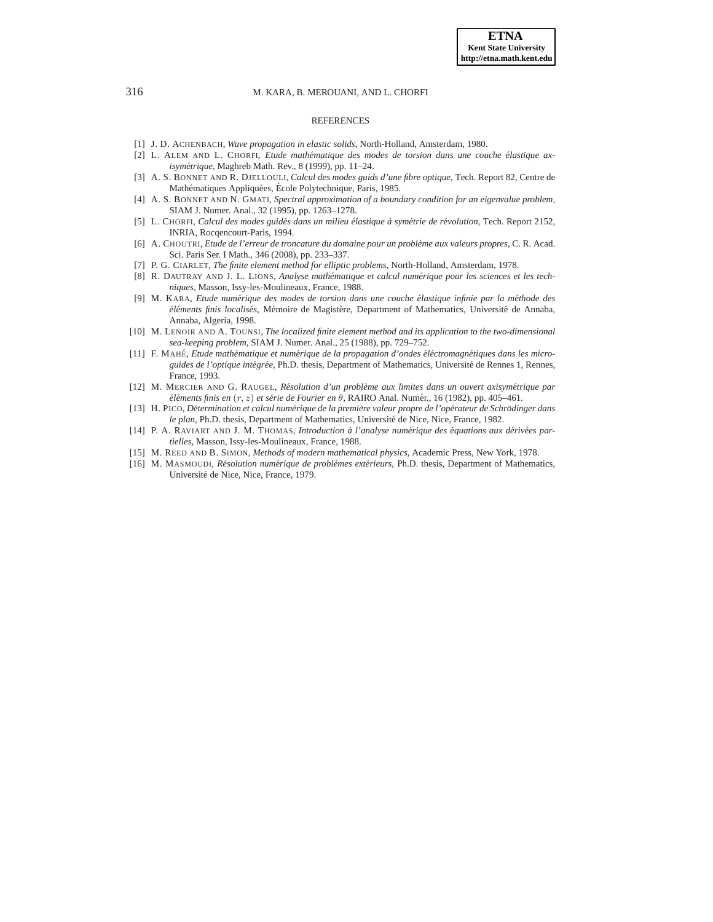## REFERENCES

[1] J. D. Achenbach, *Wave propagation in elastic solids*, North-Holland, Amsterdam, 1980.

[2] L. Alem and L. Chorfi, *Etude mathématique des modes de torsion dans une couche élastique axisymétrique*, Maghreb Math. Rev., 8 (1999), pp. 11–24.

[3] A. S. Bonnet and R. Djellouli, *Calcul des modes guids d'une fibre optique*, Tech. Report 82, Centre de Mathématiques Appliquées, École Polytechnique, Paris, 1985.

[4] A. S. Bonnet and N. Gmati, *Spectral approximation of a boundary condition for an eigenvalue problem*, SIAM J. Numer. Anal., 32 (1995), pp. 1263–1278.

[5] L. Chorfi, *Calcul des modes guidés dans un milieu élastique à symétrie de révolution*, Tech. Report 2152, INRIA, Rocqencourt-Paris, 1994.

[6] A. Choutri, *Etude de l'erreur de troncature du domaine pour un problème aux valeurs propres*, C. R. Acad. Sci. Paris Ser. I Math., 346 (2008), pp. 233–337.

[7] P. G. Ciarlet, *The finite element method for elliptic problems*, North-Holland, Amsterdam, 1978.

[8] R. Dautray and J. L. Lions, *Analyse mathématique et calcul numérique pour les sciences et les techniques*, Masson, Issy-les-Moulineaux, France, 1988.

[9] M. Kara, *Etude numérique des modes de torsion dans une couche élastique infinie par la méthode des éléments finis localisés*, Mémoire de Magistère, Department of Mathematics, Université de Annaba, Annaba, Algeria, 1998.

[10] M. Lenoir and A. Tounsi, *The localized finite element method and its application to the two-dimensional sea-keeping problem*, SIAM J. Numer. Anal., 25 (1988), pp. 729–752.

[11] F. Mahé, *Etude mathématique et numérique de la propagation d'ondes éléctromagnétiques dans les micro-guides de l'optique intégrée*, Ph.D. thesis, Department of Mathematics, Université de Rennes 1, Rennes, France, 1993.

[12] M. Mercier and G. Raugel, *Résolution d'un problème aux limites dans un ouvert axisymétrique par éléments finis en $(r, z)$ et série de Fourier en $\theta$*, RAIRO Anal. Numér., 16 (1982), pp. 405–461.

[13] H. Pico, *Détermination et calcul numérique de la première valeur propre de l'opérateur de Schrödinger dans le plan*, Ph.D. thesis, Department of Mathematics, Université de Nice, Nice, France, 1982.

[14] P. A. Raviart and J. M. Thomas, *Introduction à l'analyse numérique des équations aux dérivées partielles*, Masson, Issy-les-Moulineaux, France, 1988.

[15] M. Reed and B. Simon, *Methods of modern mathematical physics*, Academic Press, New York, 1978.

[16] M. Masmoudi, *Résolution numérique de problèmes extérieurs*, Ph.D. thesis, Department of Mathematics, Université de Nice, Nice, France, 1979.